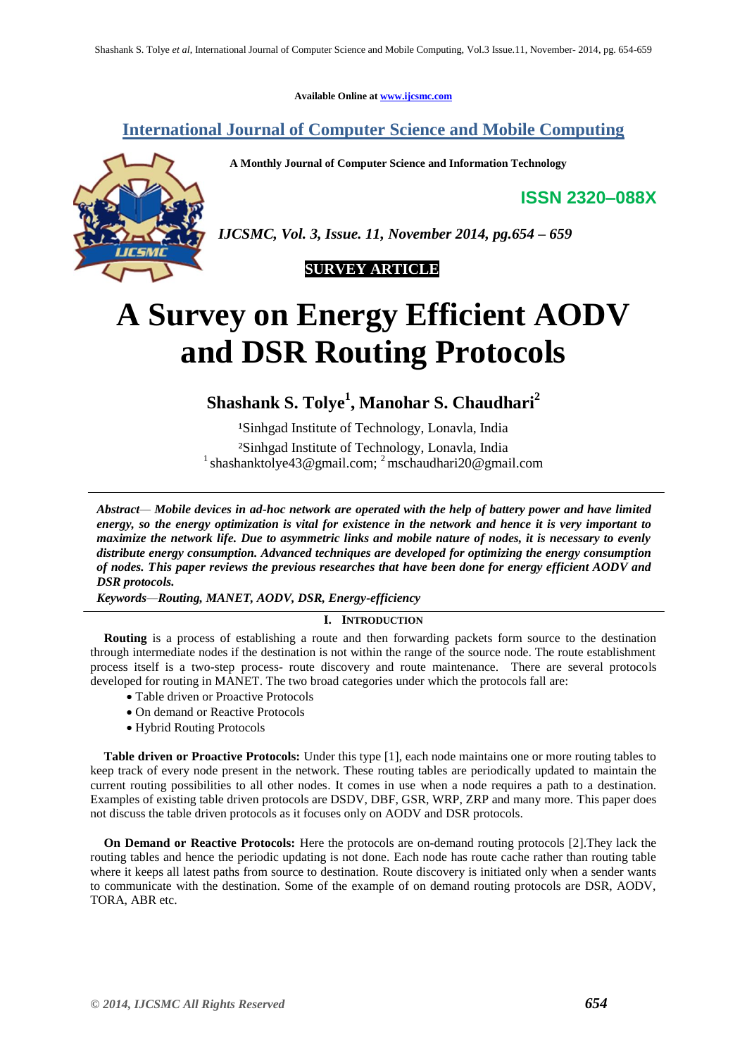Available Online at www.ijcsmc.com

**International Journal of Computer Science and Mobile Computing**

**A Monthly Journal of Computer Science and Information Technology**

**ISSN 2320–088X**

***IJCSMC, Vol. 3, Issue. 11, November 2014, pg.654 – 659***

**SURVEY ARTICLE**

# A Survey on Energy Efficient AODV and DSR Routing Protocols

**Shashank S. Tolye[1], Manohar S. Chaudhari[2]**

[1]Sinhgad Institute of Technology, Lonavla, India
[2]Sinhgad Institute of Technology, Lonavla, India
[1] shashanktolye43@gmail.com; [2] mschaudhari20@gmail.com

***Abstract— Mobile devices in ad-hoc network are operated with the help of battery power and have limited energy, so the energy optimization is vital for existence in the network and hence it is very important to maximize the network life. Due to asymmetric links and mobile nature of nodes, it is necessary to evenly distribute energy consumption. Advanced techniques are developed for optimizing the energy consumption of nodes. This paper reviews the previous researches that have been done for energy efficient AODV and DSR protocols.***

***Keywords—Routing, MANET, AODV, DSR, Energy-efficiency***

## I. INTRODUCTION

**Routing** is a process of establishing a route and then forwarding packets form source to the destination through intermediate nodes if the destination is not within the range of the source node. The route establishment process itself is a two-step process- route discovery and route maintenance. There are several protocols developed for routing in MANET. The two broad categories under which the protocols fall are:

- Table driven or Proactive Protocols
- On demand or Reactive Protocols
- Hybrid Routing Protocols

**Table driven or Proactive Protocols:** Under this type [1], each node maintains one or more routing tables to keep track of every node present in the network. These routing tables are periodically updated to maintain the current routing possibilities to all other nodes. It comes in use when a node requires a path to a destination. Examples of existing table driven protocols are DSDV, DBF, GSR, WRP, ZRP and many more. This paper does not discuss the table driven protocols as it focuses only on AODV and DSR protocols.

**On Demand or Reactive Protocols:** Here the protocols are on-demand routing protocols [2].They lack the routing tables and hence the periodic updating is not done. Each node has route cache rather than routing table where it keeps all latest paths from source to destination. Route discovery is initiated only when a sender wants to communicate with the destination. Some of the example of on demand routing protocols are DSR, AODV, TORA, ABR etc.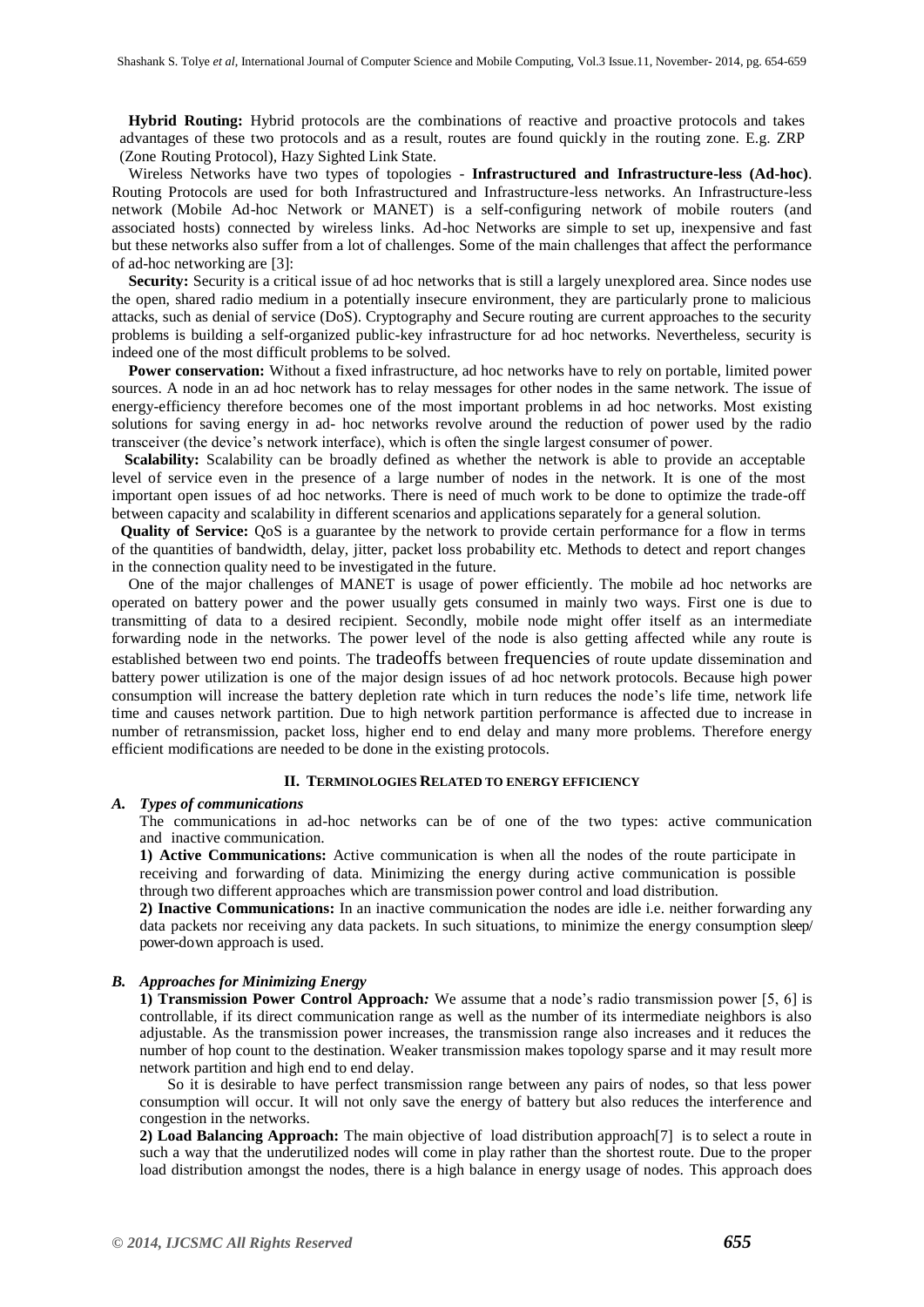**Hybrid Routing:** Hybrid protocols are the combinations of reactive and proactive protocols and takes advantages of these two protocols and as a result, routes are found quickly in the routing zone. E.g. ZRP (Zone Routing Protocol), Hazy Sighted Link State.

Wireless Networks have two types of topologies - **Infrastructured and Infrastructure-less (Ad-hoc)**. Routing Protocols are used for both Infrastructured and Infrastructure-less networks. An Infrastructure-less network (Mobile Ad-hoc Network or MANET) is a self-configuring network of mobile routers (and associated hosts) connected by wireless links. Ad-hoc Networks are simple to set up, inexpensive and fast but these networks also suffer from a lot of challenges. Some of the main challenges that affect the performance of ad-hoc networking are [3]:

**Security:** Security is a critical issue of ad hoc networks that is still a largely unexplored area. Since nodes use the open, shared radio medium in a potentially insecure environment, they are particularly prone to malicious attacks, such as denial of service (DoS). Cryptography and Secure routing are current approaches to the security problems is building a self-organized public-key infrastructure for ad hoc networks. Nevertheless, security is indeed one of the most difficult problems to be solved.

**Power conservation:** Without a fixed infrastructure, ad hoc networks have to rely on portable, limited power sources. A node in an ad hoc network has to relay messages for other nodes in the same network. The issue of energy-efficiency therefore becomes one of the most important problems in ad hoc networks. Most existing solutions for saving energy in ad- hoc networks revolve around the reduction of power used by the radio transceiver (the device's network interface), which is often the single largest consumer of power.

**Scalability:** Scalability can be broadly defined as whether the network is able to provide an acceptable level of service even in the presence of a large number of nodes in the network. It is one of the most important open issues of ad hoc networks. There is need of much work to be done to optimize the trade-off between capacity and scalability in different scenarios and applications separately for a general solution.

**Quality of Service:** QoS is a guarantee by the network to provide certain performance for a flow in terms of the quantities of bandwidth, delay, jitter, packet loss probability etc. Methods to detect and report changes in the connection quality need to be investigated in the future.

One of the major challenges of MANET is usage of power efficiently. The mobile ad hoc networks are operated on battery power and the power usually gets consumed in mainly two ways. First one is due to transmitting of data to a desired recipient. Secondly, mobile node might offer itself as an intermediate forwarding node in the networks. The power level of the node is also getting affected while any route is established between two end points. The tradeoffs between frequencies of route update dissemination and battery power utilization is one of the major design issues of ad hoc network protocols. Because high power consumption will increase the battery depletion rate which in turn reduces the node's life time, network life time and causes network partition. Due to high network partition performance is affected due to increase in number of retransmission, packet loss, higher end to end delay and many more problems. Therefore energy efficient modifications are needed to be done in the existing protocols.

## II. TERMINOLOGIES RELATED TO ENERGY EFFICIENCY

### *A. Types of communications*

The communications in ad-hoc networks can be of one of the two types: active communication and inactive communication.

**1) Active Communications:** Active communication is when all the nodes of the route participate in receiving and forwarding of data. Minimizing the energy during active communication is possible through two different approaches which are transmission power control and load distribution.

**2) Inactive Communications:** In an inactive communication the nodes are idle i.e. neither forwarding any data packets nor receiving any data packets. In such situations, to minimize the energy consumption sleep/ power-down approach is used.

### *B. Approaches for Minimizing Energy*

**1) Transmission Power Control Approach***:* We assume that a node's radio transmission power [5, 6] is controllable, if its direct communication range as well as the number of its intermediate neighbors is also adjustable. As the transmission power increases, the transmission range also increases and it reduces the number of hop count to the destination. Weaker transmission makes topology sparse and it may result more network partition and high end to end delay.

So it is desirable to have perfect transmission range between any pairs of nodes, so that less power consumption will occur. It will not only save the energy of battery but also reduces the interference and congestion in the networks.

**2) Load Balancing Approach:** The main objective of load distribution approach[7] is to select a route in such a way that the underutilized nodes will come in play rather than the shortest route. Due to the proper load distribution amongst the nodes, there is a high balance in energy usage of nodes. This approach does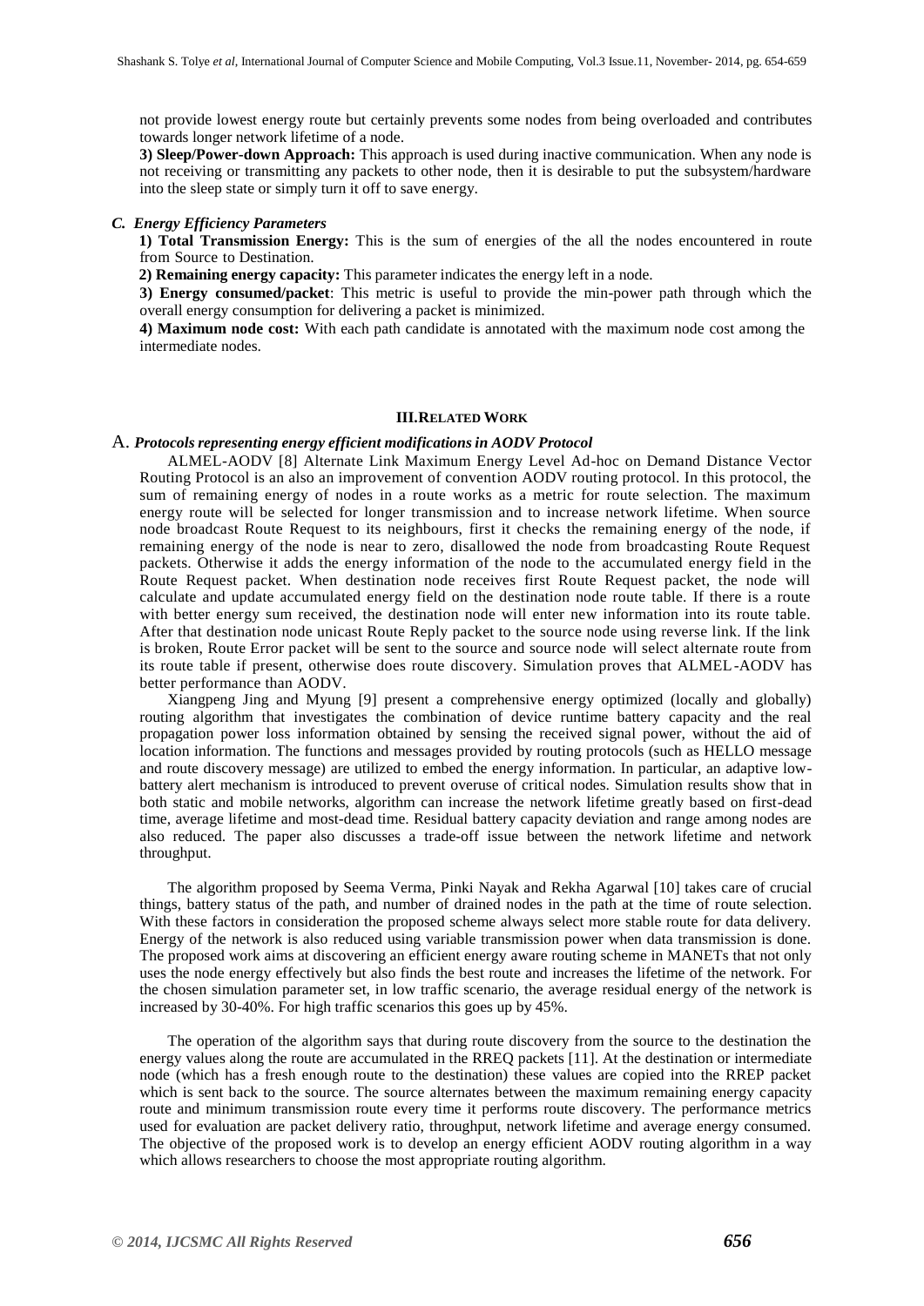not provide lowest energy route but certainly prevents some nodes from being overloaded and contributes towards longer network lifetime of a node.

**3) Sleep/Power-down Approach:** This approach is used during inactive communication. When any node is not receiving or transmitting any packets to other node, then it is desirable to put the subsystem/hardware into the sleep state or simply turn it off to save energy.

### *C. Energy Efficiency Parameters*

**1) Total Transmission Energy:** This is the sum of energies of the all the nodes encountered in route from Source to Destination.

**2) Remaining energy capacity:** This parameter indicates the energy left in a node.

**3) Energy consumed/packet**: This metric is useful to provide the min-power path through which the overall energy consumption for delivering a packet is minimized.

**4) Maximum node cost:** With each path candidate is annotated with the maximum node cost among the intermediate nodes.

## III. RELATED WORK

### A. *Protocols representing energy efficient modifications in AODV Protocol*

ALMEL-AODV [8] Alternate Link Maximum Energy Level Ad-hoc on Demand Distance Vector Routing Protocol is an also an improvement of convention AODV routing protocol. In this protocol, the sum of remaining energy of nodes in a route works as a metric for route selection. The maximum energy route will be selected for longer transmission and to increase network lifetime. When source node broadcast Route Request to its neighbours, first it checks the remaining energy of the node, if remaining energy of the node is near to zero, disallowed the node from broadcasting Route Request packets. Otherwise it adds the energy information of the node to the accumulated energy field in the Route Request packet. When destination node receives first Route Request packet, the node will calculate and update accumulated energy field on the destination node route table. If there is a route with better energy sum received, the destination node will enter new information into its route table. After that destination node unicast Route Reply packet to the source node using reverse link. If the link is broken, Route Error packet will be sent to the source and source node will select alternate route from its route table if present, otherwise does route discovery. Simulation proves that ALMEL-AODV has better performance than AODV.

Xiangpeng Jing and Myung [9] present a comprehensive energy optimized (locally and globally) routing algorithm that investigates the combination of device runtime battery capacity and the real propagation power loss information obtained by sensing the received signal power, without the aid of location information. The functions and messages provided by routing protocols (such as HELLO message and route discovery message) are utilized to embed the energy information. In particular, an adaptive low-battery alert mechanism is introduced to prevent overuse of critical nodes. Simulation results show that in both static and mobile networks, algorithm can increase the network lifetime greatly based on first-dead time, average lifetime and most-dead time. Residual battery capacity deviation and range among nodes are also reduced. The paper also discusses a trade-off issue between the network lifetime and network throughput.

The algorithm proposed by Seema Verma, Pinki Nayak and Rekha Agarwal [10] takes care of crucial things, battery status of the path, and number of drained nodes in the path at the time of route selection. With these factors in consideration the proposed scheme always select more stable route for data delivery. Energy of the network is also reduced using variable transmission power when data transmission is done. The proposed work aims at discovering an efficient energy aware routing scheme in MANETs that not only uses the node energy effectively but also finds the best route and increases the lifetime of the network. For the chosen simulation parameter set, in low traffic scenario, the average residual energy of the network is increased by 30-40%. For high traffic scenarios this goes up by 45%.

The operation of the algorithm says that during route discovery from the source to the destination the energy values along the route are accumulated in the RREQ packets [11]. At the destination or intermediate node (which has a fresh enough route to the destination) these values are copied into the RREP packet which is sent back to the source. The source alternates between the maximum remaining energy capacity route and minimum transmission route every time it performs route discovery. The performance metrics used for evaluation are packet delivery ratio, throughput, network lifetime and average energy consumed. The objective of the proposed work is to develop an energy efficient AODV routing algorithm in a way which allows researchers to choose the most appropriate routing algorithm.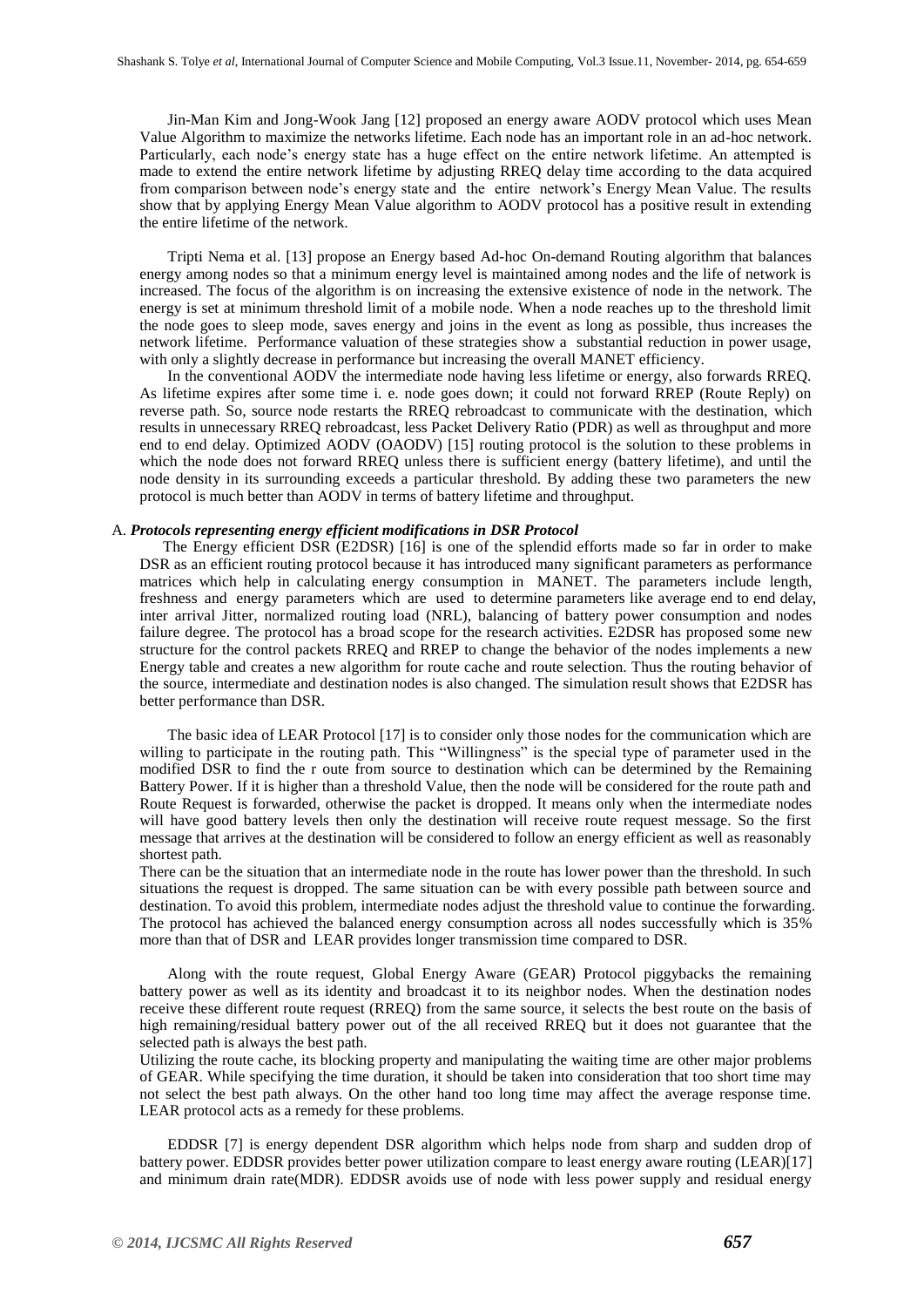Jin-Man Kim and Jong-Wook Jang [12] proposed an energy aware AODV protocol which uses Mean Value Algorithm to maximize the networks lifetime. Each node has an important role in an ad-hoc network. Particularly, each node's energy state has a huge effect on the entire network lifetime. An attempted is made to extend the entire network lifetime by adjusting RREQ delay time according to the data acquired from comparison between node's energy state and the entire network's Energy Mean Value. The results show that by applying Energy Mean Value algorithm to AODV protocol has a positive result in extending the entire lifetime of the network.

Tripti Nema et al. [13] propose an Energy based Ad-hoc On-demand Routing algorithm that balances energy among nodes so that a minimum energy level is maintained among nodes and the life of network is increased. The focus of the algorithm is on increasing the extensive existence of node in the network. The energy is set at minimum threshold limit of a mobile node. When a node reaches up to the threshold limit the node goes to sleep mode, saves energy and joins in the event as long as possible, thus increases the network lifetime. Performance valuation of these strategies show a substantial reduction in power usage, with only a slightly decrease in performance but increasing the overall MANET efficiency.

In the conventional AODV the intermediate node having less lifetime or energy, also forwards RREQ. As lifetime expires after some time i. e. node goes down; it could not forward RREP (Route Reply) on reverse path. So, source node restarts the RREQ rebroadcast to communicate with the destination, which results in unnecessary RREQ rebroadcast, less Packet Delivery Ratio (PDR) as well as throughput and more end to end delay. Optimized AODV (OAODV) [15] routing protocol is the solution to these problems in which the node does not forward RREQ unless there is sufficient energy (battery lifetime), and until the node density in its surrounding exceeds a particular threshold. By adding these two parameters the new protocol is much better than AODV in terms of battery lifetime and throughput.

### A. *Protocols representing energy efficient modifications in DSR Protocol*

The Energy efficient DSR (E2DSR) [16] is one of the splendid efforts made so far in order to make DSR as an efficient routing protocol because it has introduced many significant parameters as performance matrices which help in calculating energy consumption in MANET. The parameters include length, freshness and energy parameters which are used to determine parameters like average end to end delay, inter arrival Jitter, normalized routing load (NRL), balancing of battery power consumption and nodes failure degree. The protocol has a broad scope for the research activities. E2DSR has proposed some new structure for the control packets RREQ and RREP to change the behavior of the nodes implements a new Energy table and creates a new algorithm for route cache and route selection. Thus the routing behavior of the source, intermediate and destination nodes is also changed. The simulation result shows that E2DSR has better performance than DSR.

The basic idea of LEAR Protocol [17] is to consider only those nodes for the communication which are willing to participate in the routing path. This "Willingness" is the special type of parameter used in the modified DSR to find the r oute from source to destination which can be determined by the Remaining Battery Power. If it is higher than a threshold Value, then the node will be considered for the route path and Route Request is forwarded, otherwise the packet is dropped. It means only when the intermediate nodes will have good battery levels then only the destination will receive route request message. So the first message that arrives at the destination will be considered to follow an energy efficient as well as reasonably shortest path.

There can be the situation that an intermediate node in the route has lower power than the threshold. In such situations the request is dropped. The same situation can be with every possible path between source and destination. To avoid this problem, intermediate nodes adjust the threshold value to continue the forwarding. The protocol has achieved the balanced energy consumption across all nodes successfully which is 35% more than that of DSR and LEAR provides longer transmission time compared to DSR.

Along with the route request, Global Energy Aware (GEAR) Protocol piggybacks the remaining battery power as well as its identity and broadcast it to its neighbor nodes. When the destination nodes receive these different route request (RREQ) from the same source, it selects the best route on the basis of high remaining/residual battery power out of the all received RREQ but it does not guarantee that the selected path is always the best path.

Utilizing the route cache, its blocking property and manipulating the waiting time are other major problems of GEAR. While specifying the time duration, it should be taken into consideration that too short time may not select the best path always. On the other hand too long time may affect the average response time. LEAR protocol acts as a remedy for these problems.

EDDSR [7] is energy dependent DSR algorithm which helps node from sharp and sudden drop of battery power. EDDSR provides better power utilization compare to least energy aware routing (LEAR)[17] and minimum drain rate(MDR). EDDSR avoids use of node with less power supply and residual energy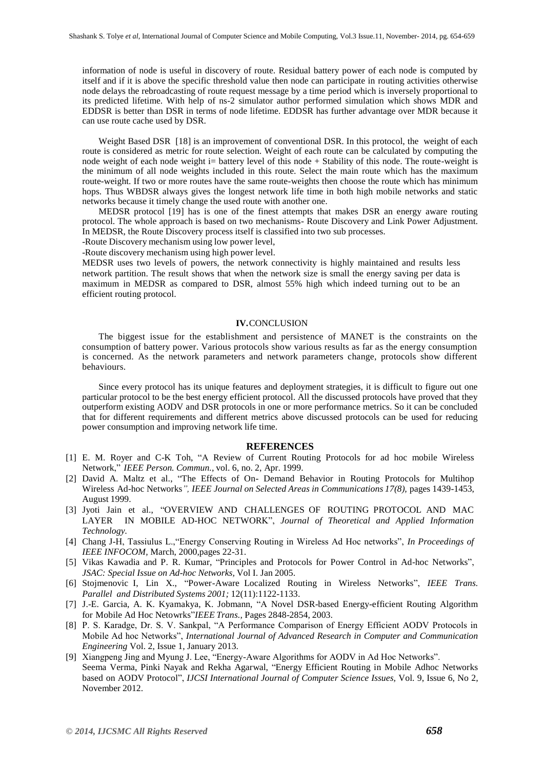information of node is useful in discovery of route. Residual battery power of each node is computed by itself and if it is above the specific threshold value then node can participate in routing activities otherwise node delays the rebroadcasting of route request message by a time period which is inversely proportional to its predicted lifetime. With help of ns-2 simulator author performed simulation which shows MDR and EDDSR is better than DSR in terms of node lifetime. EDDSR has further advantage over MDR because it can use route cache used by DSR.

Weight Based DSR [18] is an improvement of conventional DSR. In this protocol, the weight of each route is considered as metric for route selection. Weight of each route can be calculated by computing the node weight of each node weight i= battery level of this node + Stability of this node. The route-weight is the minimum of all node weights included in this route. Select the main route which has the maximum route-weight. If two or more routes have the same route-weights then choose the route which has minimum hops. Thus WBDSR always gives the longest network life time in both high mobile networks and static networks because it timely change the used route with another one.

MEDSR protocol [19] has is one of the finest attempts that makes DSR an energy aware routing protocol. The whole approach is based on two mechanisms- Route Discovery and Link Power Adjustment. In MEDSR, the Route Discovery process itself is classified into two sub processes.

-Route Discovery mechanism using low power level,

-Route discovery mechanism using high power level.

MEDSR uses two levels of powers, the network connectivity is highly maintained and results less network partition. The result shows that when the network size is small the energy saving per data is maximum in MEDSR as compared to DSR, almost 55% high which indeed turning out to be an efficient routing protocol.

## IV. CONCLUSION

The biggest issue for the establishment and persistence of MANET is the constraints on the consumption of battery power. Various protocols show various results as far as the energy consumption is concerned. As the network parameters and network parameters change, protocols show different behaviours.

Since every protocol has its unique features and deployment strategies, it is difficult to figure out one particular protocol to be the best energy efficient protocol. All the discussed protocols have proved that they outperform existing AODV and DSR protocols in one or more performance metrics. So it can be concluded that for different requirements and different metrics above discussed protocols can be used for reducing power consumption and improving network life time.

## REFERENCES

[1] E. M. Royer and C-K Toh, "A Review of Current Routing Protocols for ad hoc mobile Wireless Network," *IEEE Person. Commun.*, vol. 6, no. 2, Apr. 1999.

[2] David A. Maltz et al., "The Effects of On- Demand Behavior in Routing Protocols for Multihop Wireless Ad-hoc Networks*", IEEE Journal on Selected Areas in Communications 17(8),* pages 1439-1453, August 1999.

[3] Jyoti Jain et al., "OVERVIEW AND CHALLENGES OF ROUTING PROTOCOL AND MAC LAYER IN MOBILE AD-HOC NETWORK", *Journal of Theoretical and Applied Information Technology.*

[4] Chang J-H, Tassiulus L.,"Energy Conserving Routing in Wireless Ad Hoc networks", *In Proceedings of IEEE INFOCOM,* March, 2000,pages 22-31.

[5] Vikas Kawadia and P. R. Kumar, "Principles and Protocols for Power Control in Ad-hoc Networks", *JSAC: Special Issue on Ad-hoc Networks,* Vol I. Jan 2005.

[6] Stojmenovic I, Lin X., "Power-Aware Localized Routing in Wireless Networks", *IEEE Trans. Parallel and Distributed Systems 2001;* 12(11):1122-1133.

[7] J.-E. Garcia, A. K. Kyamakya, K. Jobmann, "A Novel DSR-based Energy-efficient Routing Algorithm for Mobile Ad Hoc Netowrks"*IEEE Trans.,* Pages 2848-2854, 2003.

[8] P. S. Karadge, Dr. S. V. Sankpal, "A Performance Comparison of Energy Efficient AODV Protocols in Mobile Ad hoc Networks", *International Journal of Advanced Research in Computer and Communication Engineering* Vol. 2, Issue 1, January 2013.

[9] Xiangpeng Jing and Myung J. Lee, "Energy-Aware Algorithms for AODV in Ad Hoc Networks".
Seema Verma, Pinki Nayak and Rekha Agarwal, "Energy Efficient Routing in Mobile Adhoc Networks based on AODV Protocol", *IJCSI International Journal of Computer Science Issues,* Vol. 9, Issue 6, No 2, November 2012.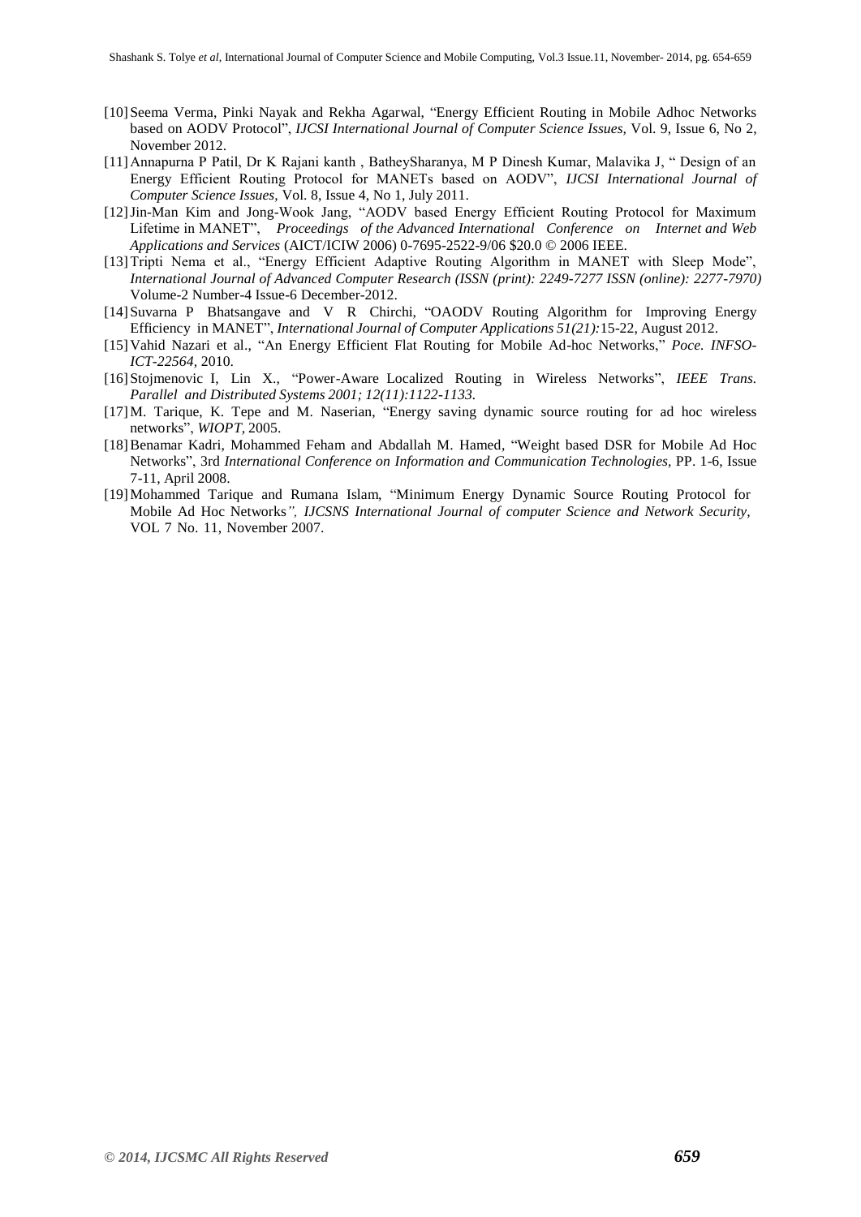[10] Seema Verma, Pinki Nayak and Rekha Agarwal, "Energy Efficient Routing in Mobile Adhoc Networks based on AODV Protocol", *IJCSI International Journal of Computer Science Issues,* Vol. 9, Issue 6, No 2, November 2012.

[11] Annapurna P Patil, Dr K Rajani kanth , BatheySharanya, M P Dinesh Kumar, Malavika J, " Design of an Energy Efficient Routing Protocol for MANETs based on AODV", *IJCSI International Journal of Computer Science Issues,* Vol. 8, Issue 4, No 1, July 2011.

[12] Jin-Man Kim and Jong-Wook Jang, "AODV based Energy Efficient Routing Protocol for Maximum Lifetime in MANET", *Proceedings of the Advanced International Conference on Internet and Web Applications and Services* (AICT/ICIW 2006) 0-7695-2522-9/06 $20.0 © 2006 IEEE.

[13] Tripti Nema et al., "Energy Efficient Adaptive Routing Algorithm in MANET with Sleep Mode", *International Journal of Advanced Computer Research (ISSN (print): 2249-7277 ISSN (online): 2277-7970)* Volume-2 Number-4 Issue-6 December-2012.

[14] Suvarna P Bhatsangave and V R Chirchi, "OAODV Routing Algorithm for Improving Energy Efficiency in MANET", *International Journal of Computer Applications 51(21):*15-22, August 2012.

[15] Vahid Nazari et al., "An Energy Efficient Flat Routing for Mobile Ad-hoc Networks," *Poce. INFSO-ICT-22564,* 2010.

[16] Stojmenovic I, Lin X., "Power-Aware Localized Routing in Wireless Networks", *IEEE Trans. Parallel and Distributed Systems 2001; 12(11):1122-1133.*

[17] M. Tarique, K. Tepe and M. Naserian, "Energy saving dynamic source routing for ad hoc wireless networks", *WIOPT,* 2005.

[18] Benamar Kadri, Mohammed Feham and Abdallah M. Hamed, "Weight based DSR for Mobile Ad Hoc Networks", 3rd *International Conference on Information and Communication Technologies,* PP. 1-6, Issue 7-11, April 2008.

[19] Mohammed Tarique and Rumana Islam, "Minimum Energy Dynamic Source Routing Protocol for Mobile Ad Hoc Networks*", IJCSNS International Journal of computer Science and Network Security,* VOL 7 No. 11, November 2007.